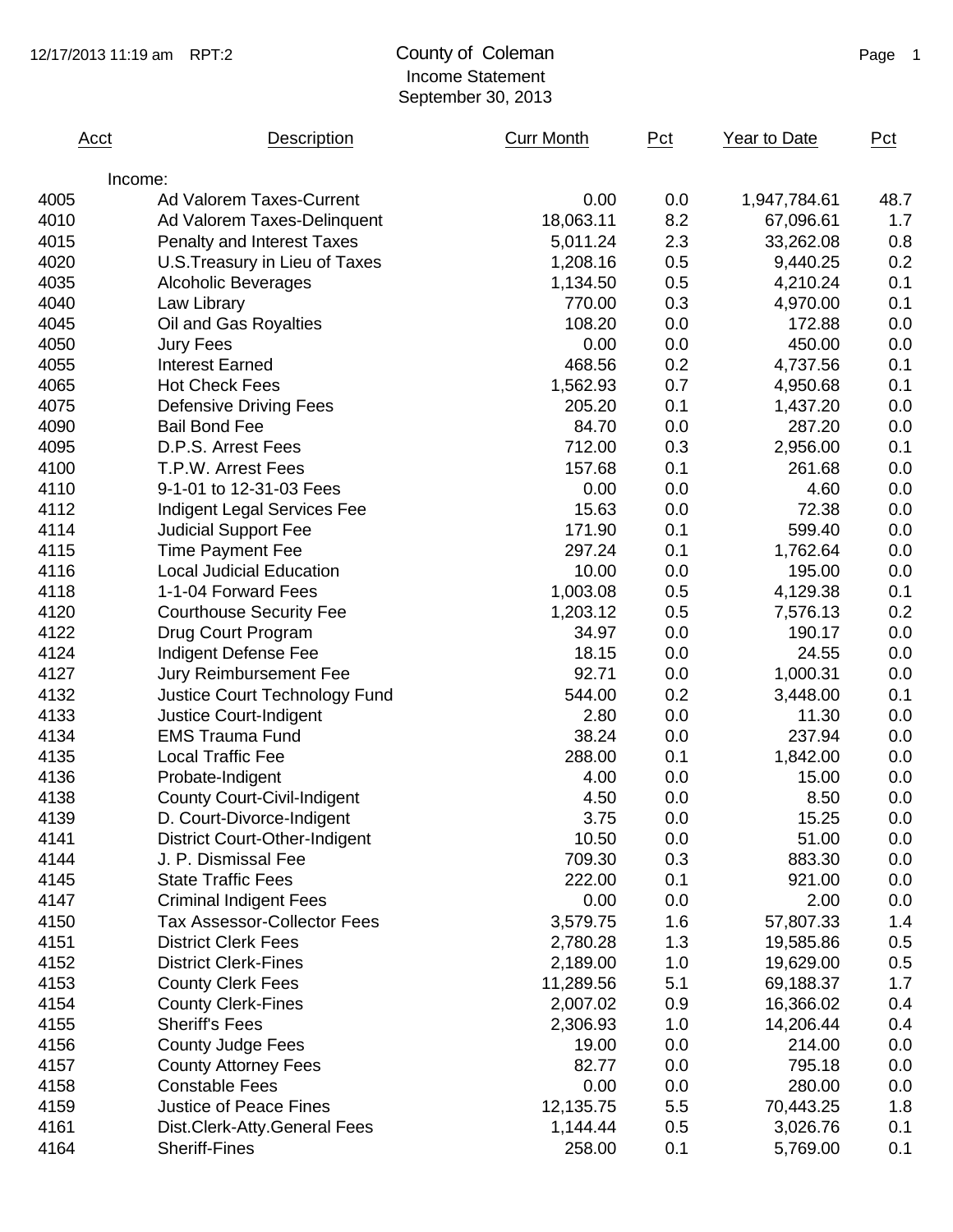# County of Coleman

## Income Statement

### September 30, 2013

| Acct | Description | Curr Month | Pct | Year to Date | Pct |
|---|---|---|---|---|---|
| | Income: | | | | |
| 4005 | Ad Valorem Taxes-Current | 0.00 | 0.0 | 1,947,784.61 | 48.7 |
| 4010 | Ad Valorem Taxes-Delinquent | 18,063.11 | 8.2 | 67,096.61 | 1.7 |
| 4015 | Penalty and Interest Taxes | 5,011.24 | 2.3 | 33,262.08 | 0.8 |
| 4020 | U.S.Treasury in Lieu of Taxes | 1,208.16 | 0.5 | 9,440.25 | 0.2 |
| 4035 | Alcoholic Beverages | 1,134.50 | 0.5 | 4,210.24 | 0.1 |
| 4040 | Law Library | 770.00 | 0.3 | 4,970.00 | 0.1 |
| 4045 | Oil and Gas Royalties | 108.20 | 0.0 | 172.88 | 0.0 |
| 4050 | Jury Fees | 0.00 | 0.0 | 450.00 | 0.0 |
| 4055 | Interest Earned | 468.56 | 0.2 | 4,737.56 | 0.1 |
| 4065 | Hot Check Fees | 1,562.93 | 0.7 | 4,950.68 | 0.1 |
| 4075 | Defensive Driving Fees | 205.20 | 0.1 | 1,437.20 | 0.0 |
| 4090 | Bail Bond Fee | 84.70 | 0.0 | 287.20 | 0.0 |
| 4095 | D.P.S. Arrest Fees | 712.00 | 0.3 | 2,956.00 | 0.1 |
| 4100 | T.P.W. Arrest Fees | 157.68 | 0.1 | 261.68 | 0.0 |
| 4110 | 9-1-01 to 12-31-03 Fees | 0.00 | 0.0 | 4.60 | 0.0 |
| 4112 | Indigent Legal Services Fee | 15.63 | 0.0 | 72.38 | 0.0 |
| 4114 | Judicial Support Fee | 171.90 | 0.1 | 599.40 | 0.0 |
| 4115 | Time Payment Fee | 297.24 | 0.1 | 1,762.64 | 0.0 |
| 4116 | Local Judicial Education | 10.00 | 0.0 | 195.00 | 0.0 |
| 4118 | 1-1-04 Forward Fees | 1,003.08 | 0.5 | 4,129.38 | 0.1 |
| 4120 | Courthouse Security Fee | 1,203.12 | 0.5 | 7,576.13 | 0.2 |
| 4122 | Drug Court Program | 34.97 | 0.0 | 190.17 | 0.0 |
| 4124 | Indigent Defense Fee | 18.15 | 0.0 | 24.55 | 0.0 |
| 4127 | Jury Reimbursement Fee | 92.71 | 0.0 | 1,000.31 | 0.0 |
| 4132 | Justice Court Technology Fund | 544.00 | 0.2 | 3,448.00 | 0.1 |
| 4133 | Justice Court-Indigent | 2.80 | 0.0 | 11.30 | 0.0 |
| 4134 | EMS Trauma Fund | 38.24 | 0.0 | 237.94 | 0.0 |
| 4135 | Local Traffic Fee | 288.00 | 0.1 | 1,842.00 | 0.0 |
| 4136 | Probate-Indigent | 4.00 | 0.0 | 15.00 | 0.0 |
| 4138 | County Court-Civil-Indigent | 4.50 | 0.0 | 8.50 | 0.0 |
| 4139 | D. Court-Divorce-Indigent | 3.75 | 0.0 | 15.25 | 0.0 |
| 4141 | District Court-Other-Indigent | 10.50 | 0.0 | 51.00 | 0.0 |
| 4144 | J. P. Dismissal Fee | 709.30 | 0.3 | 883.30 | 0.0 |
| 4145 | State Traffic Fees | 222.00 | 0.1 | 921.00 | 0.0 |
| 4147 | Criminal Indigent Fees | 0.00 | 0.0 | 2.00 | 0.0 |
| 4150 | Tax Assessor-Collector Fees | 3,579.75 | 1.6 | 57,807.33 | 1.4 |
| 4151 | District Clerk Fees | 2,780.28 | 1.3 | 19,585.86 | 0.5 |
| 4152 | District Clerk-Fines | 2,189.00 | 1.0 | 19,629.00 | 0.5 |
| 4153 | County Clerk Fees | 11,289.56 | 5.1 | 69,188.37 | 1.7 |
| 4154 | County Clerk-Fines | 2,007.02 | 0.9 | 16,366.02 | 0.4 |
| 4155 | Sheriff's Fees | 2,306.93 | 1.0 | 14,206.44 | 0.4 |
| 4156 | County Judge Fees | 19.00 | 0.0 | 214.00 | 0.0 |
| 4157 | County Attorney Fees | 82.77 | 0.0 | 795.18 | 0.0 |
| 4158 | Constable Fees | 0.00 | 0.0 | 280.00 | 0.0 |
| 4159 | Justice of Peace Fines | 12,135.75 | 5.5 | 70,443.25 | 1.8 |
| 4161 | Dist.Clerk-Atty.General Fees | 1,144.44 | 0.5 | 3,026.76 | 0.1 |
| 4164 | Sheriff-Fines | 258.00 | 0.1 | 5,769.00 | 0.1 |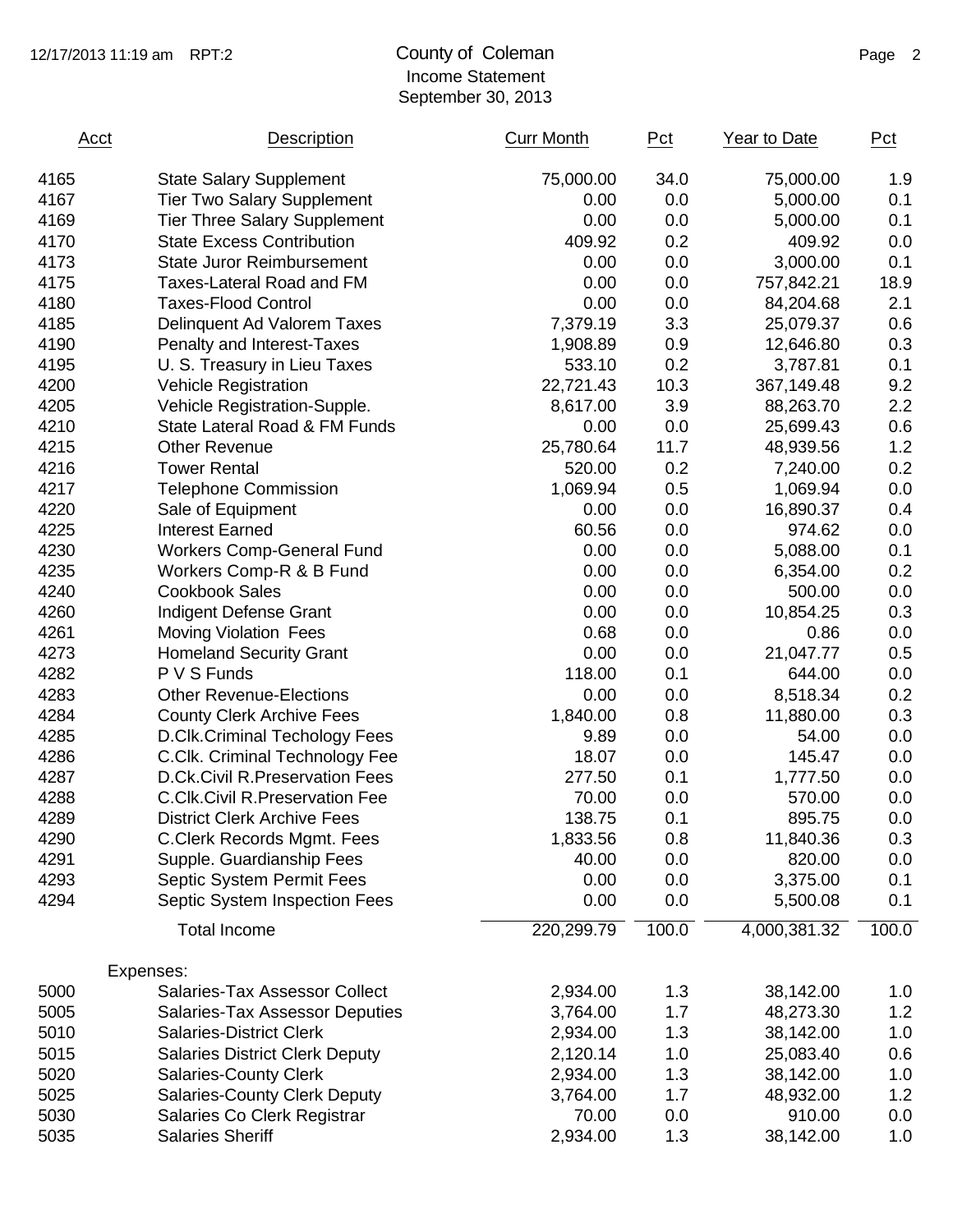County of Coleman
Income Statement
September 30, 2013

| Acct | Description | Curr Month | Pct | Year to Date | Pct |
|---|---|---|---|---|---|
| 4165 | State Salary Supplement | 75,000.00 | 34.0 | 75,000.00 | 1.9 |
| 4167 | Tier Two Salary Supplement | 0.00 | 0.0 | 5,000.00 | 0.1 |
| 4169 | Tier Three Salary Supplement | 0.00 | 0.0 | 5,000.00 | 0.1 |
| 4170 | State Excess Contribution | 409.92 | 0.2 | 409.92 | 0.0 |
| 4173 | State Juror Reimbursement | 0.00 | 0.0 | 3,000.00 | 0.1 |
| 4175 | Taxes-Lateral Road and FM | 0.00 | 0.0 | 757,842.21 | 18.9 |
| 4180 | Taxes-Flood Control | 0.00 | 0.0 | 84,204.68 | 2.1 |
| 4185 | Delinquent Ad Valorem Taxes | 7,379.19 | 3.3 | 25,079.37 | 0.6 |
| 4190 | Penalty and Interest-Taxes | 1,908.89 | 0.9 | 12,646.80 | 0.3 |
| 4195 | U. S. Treasury in Lieu Taxes | 533.10 | 0.2 | 3,787.81 | 0.1 |
| 4200 | Vehicle Registration | 22,721.43 | 10.3 | 367,149.48 | 9.2 |
| 4205 | Vehicle Registration-Supple. | 8,617.00 | 3.9 | 88,263.70 | 2.2 |
| 4210 | State Lateral Road & FM Funds | 0.00 | 0.0 | 25,699.43 | 0.6 |
| 4215 | Other Revenue | 25,780.64 | 11.7 | 48,939.56 | 1.2 |
| 4216 | Tower Rental | 520.00 | 0.2 | 7,240.00 | 0.2 |
| 4217 | Telephone Commission | 1,069.94 | 0.5 | 1,069.94 | 0.0 |
| 4220 | Sale of Equipment | 0.00 | 0.0 | 16,890.37 | 0.4 |
| 4225 | Interest Earned | 60.56 | 0.0 | 974.62 | 0.0 |
| 4230 | Workers Comp-General Fund | 0.00 | 0.0 | 5,088.00 | 0.1 |
| 4235 | Workers Comp-R & B Fund | 0.00 | 0.0 | 6,354.00 | 0.2 |
| 4240 | Cookbook Sales | 0.00 | 0.0 | 500.00 | 0.0 |
| 4260 | Indigent Defense Grant | 0.00 | 0.0 | 10,854.25 | 0.3 |
| 4261 | Moving Violation Fees | 0.68 | 0.0 | 0.86 | 0.0 |
| 4273 | Homeland Security Grant | 0.00 | 0.0 | 21,047.77 | 0.5 |
| 4282 | P V S Funds | 118.00 | 0.1 | 644.00 | 0.0 |
| 4283 | Other Revenue-Elections | 0.00 | 0.0 | 8,518.34 | 0.2 |
| 4284 | County Clerk Archive Fees | 1,840.00 | 0.8 | 11,880.00 | 0.3 |
| 4285 | D.Clk.Criminal Techology Fees | 9.89 | 0.0 | 54.00 | 0.0 |
| 4286 | C.Clk. Criminal Technology Fee | 18.07 | 0.0 | 145.47 | 0.0 |
| 4287 | D.Ck.Civil R.Preservation Fees | 277.50 | 0.1 | 1,777.50 | 0.0 |
| 4288 | C.Clk.Civil R.Preservation Fee | 70.00 | 0.0 | 570.00 | 0.0 |
| 4289 | District Clerk Archive Fees | 138.75 | 0.1 | 895.75 | 0.0 |
| 4290 | C.Clerk Records Mgmt. Fees | 1,833.56 | 0.8 | 11,840.36 | 0.3 |
| 4291 | Supple. Guardianship Fees | 40.00 | 0.0 | 820.00 | 0.0 |
| 4293 | Septic System Permit Fees | 0.00 | 0.0 | 3,375.00 | 0.1 |
| 4294 | Septic System Inspection Fees | 0.00 | 0.0 | 5,500.08 | 0.1 |
| | Total Income | 220,299.79 | 100.0 | 4,000,381.32 | 100.0 |
| | Expenses: | | | | |
| 5000 | Salaries-Tax Assessor Collect | 2,934.00 | 1.3 | 38,142.00 | 1.0 |
| 5005 | Salaries-Tax Assessor Deputies | 3,764.00 | 1.7 | 48,273.30 | 1.2 |
| 5010 | Salaries-District Clerk | 2,934.00 | 1.3 | 38,142.00 | 1.0 |
| 5015 | Salaries District Clerk Deputy | 2,120.14 | 1.0 | 25,083.40 | 0.6 |
| 5020 | Salaries-County Clerk | 2,934.00 | 1.3 | 38,142.00 | 1.0 |
| 5025 | Salaries-County Clerk Deputy | 3,764.00 | 1.7 | 48,932.00 | 1.2 |
| 5030 | Salaries Co Clerk Registrar | 70.00 | 0.0 | 910.00 | 0.0 |
| 5035 | Salaries Sheriff | 2,934.00 | 1.3 | 38,142.00 | 1.0 |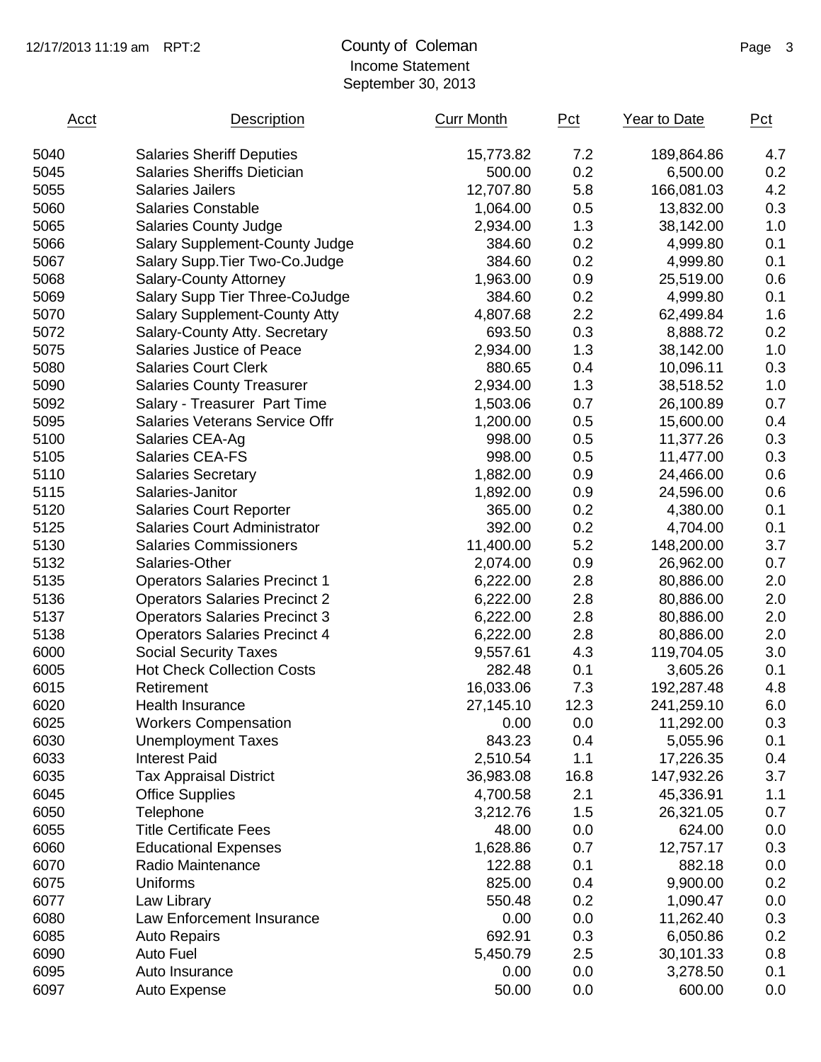County of Coleman
Income Statement
September 30, 2013

| Acct | Description | Curr Month | Pct | Year to Date | Pct |
|---|---|---|---|---|---|
| 5040 | Salaries Sheriff Deputies | 15,773.82 | 7.2 | 189,864.86 | 4.7 |
| 5045 | Salaries Sheriffs Dietician | 500.00 | 0.2 | 6,500.00 | 0.2 |
| 5055 | Salaries Jailers | 12,707.80 | 5.8 | 166,081.03 | 4.2 |
| 5060 | Salaries Constable | 1,064.00 | 0.5 | 13,832.00 | 0.3 |
| 5065 | Salaries County Judge | 2,934.00 | 1.3 | 38,142.00 | 1.0 |
| 5066 | Salary Supplement-County Judge | 384.60 | 0.2 | 4,999.80 | 0.1 |
| 5067 | Salary Supp.Tier Two-Co.Judge | 384.60 | 0.2 | 4,999.80 | 0.1 |
| 5068 | Salary-County Attorney | 1,963.00 | 0.9 | 25,519.00 | 0.6 |
| 5069 | Salary Supp Tier Three-CoJudge | 384.60 | 0.2 | 4,999.80 | 0.1 |
| 5070 | Salary Supplement-County Atty | 4,807.68 | 2.2 | 62,499.84 | 1.6 |
| 5072 | Salary-County Atty. Secretary | 693.50 | 0.3 | 8,888.72 | 0.2 |
| 5075 | Salaries Justice of Peace | 2,934.00 | 1.3 | 38,142.00 | 1.0 |
| 5080 | Salaries Court Clerk | 880.65 | 0.4 | 10,096.11 | 0.3 |
| 5090 | Salaries County Treasurer | 2,934.00 | 1.3 | 38,518.52 | 1.0 |
| 5092 | Salary - Treasurer Part Time | 1,503.06 | 0.7 | 26,100.89 | 0.7 |
| 5095 | Salaries Veterans Service Offr | 1,200.00 | 0.5 | 15,600.00 | 0.4 |
| 5100 | Salaries CEA-Ag | 998.00 | 0.5 | 11,377.26 | 0.3 |
| 5105 | Salaries CEA-FS | 998.00 | 0.5 | 11,477.00 | 0.3 |
| 5110 | Salaries Secretary | 1,882.00 | 0.9 | 24,466.00 | 0.6 |
| 5115 | Salaries-Janitor | 1,892.00 | 0.9 | 24,596.00 | 0.6 |
| 5120 | Salaries Court Reporter | 365.00 | 0.2 | 4,380.00 | 0.1 |
| 5125 | Salaries Court Administrator | 392.00 | 0.2 | 4,704.00 | 0.1 |
| 5130 | Salaries Commissioners | 11,400.00 | 5.2 | 148,200.00 | 3.7 |
| 5132 | Salaries-Other | 2,074.00 | 0.9 | 26,962.00 | 0.7 |
| 5135 | Operators Salaries Precinct 1 | 6,222.00 | 2.8 | 80,886.00 | 2.0 |
| 5136 | Operators Salaries Precinct 2 | 6,222.00 | 2.8 | 80,886.00 | 2.0 |
| 5137 | Operators Salaries Precinct 3 | 6,222.00 | 2.8 | 80,886.00 | 2.0 |
| 5138 | Operators Salaries Precinct 4 | 6,222.00 | 2.8 | 80,886.00 | 2.0 |
| 6000 | Social Security Taxes | 9,557.61 | 4.3 | 119,704.05 | 3.0 |
| 6005 | Hot Check Collection Costs | 282.48 | 0.1 | 3,605.26 | 0.1 |
| 6015 | Retirement | 16,033.06 | 7.3 | 192,287.48 | 4.8 |
| 6020 | Health Insurance | 27,145.10 | 12.3 | 241,259.10 | 6.0 |
| 6025 | Workers Compensation | 0.00 | 0.0 | 11,292.00 | 0.3 |
| 6030 | Unemployment Taxes | 843.23 | 0.4 | 5,055.96 | 0.1 |
| 6033 | Interest Paid | 2,510.54 | 1.1 | 17,226.35 | 0.4 |
| 6035 | Tax Appraisal District | 36,983.08 | 16.8 | 147,932.26 | 3.7 |
| 6045 | Office Supplies | 4,700.58 | 2.1 | 45,336.91 | 1.1 |
| 6050 | Telephone | 3,212.76 | 1.5 | 26,321.05 | 0.7 |
| 6055 | Title Certificate Fees | 48.00 | 0.0 | 624.00 | 0.0 |
| 6060 | Educational Expenses | 1,628.86 | 0.7 | 12,757.17 | 0.3 |
| 6070 | Radio Maintenance | 122.88 | 0.1 | 882.18 | 0.0 |
| 6075 | Uniforms | 825.00 | 0.4 | 9,900.00 | 0.2 |
| 6077 | Law Library | 550.48 | 0.2 | 1,090.47 | 0.0 |
| 6080 | Law Enforcement Insurance | 0.00 | 0.0 | 11,262.40 | 0.3 |
| 6085 | Auto Repairs | 692.91 | 0.3 | 6,050.86 | 0.2 |
| 6090 | Auto Fuel | 5,450.79 | 2.5 | 30,101.33 | 0.8 |
| 6095 | Auto Insurance | 0.00 | 0.0 | 3,278.50 | 0.1 |
| 6097 | Auto Expense | 50.00 | 0.0 | 600.00 | 0.0 |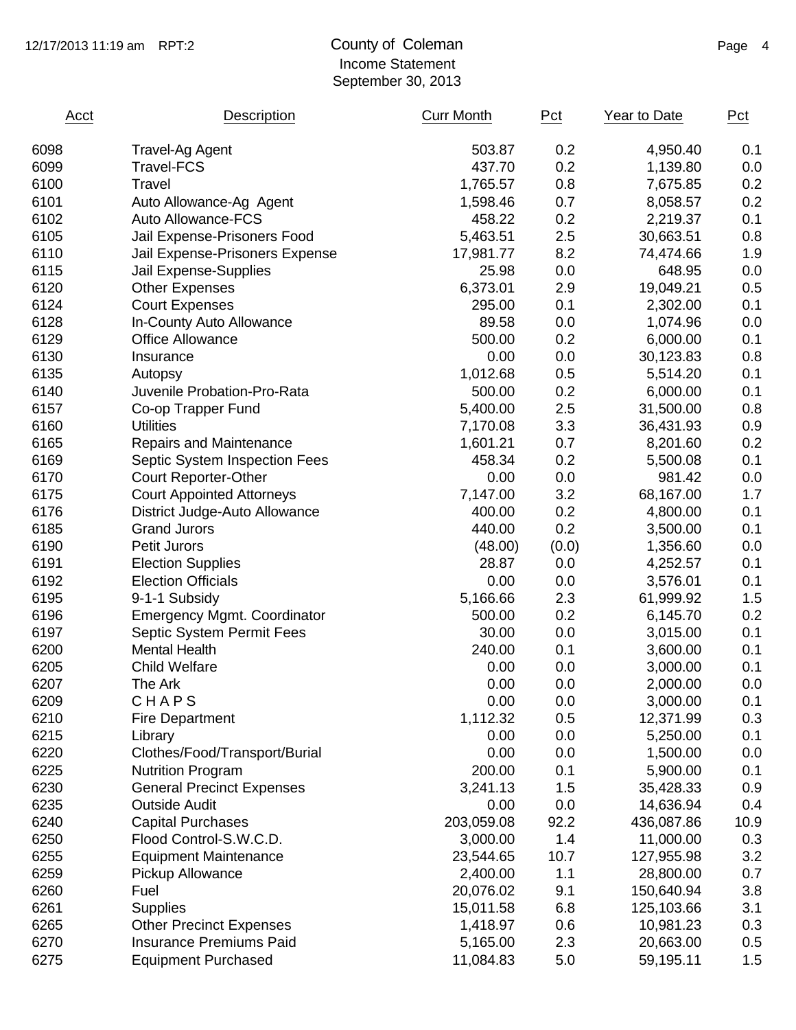# County of Coleman

Income Statement

September 30, 2013

| Acct | Description | Curr Month | Pct | Year to Date | Pct |
|---|---|---|---|---|---|
| 6098 | Travel-Ag Agent | 503.87 | 0.2 | 4,950.40 | 0.1 |
| 6099 | Travel-FCS | 437.70 | 0.2 | 1,139.80 | 0.0 |
| 6100 | Travel | 1,765.57 | 0.8 | 7,675.85 | 0.2 |
| 6101 | Auto Allowance-Ag Agent | 1,598.46 | 0.7 | 8,058.57 | 0.2 |
| 6102 | Auto Allowance-FCS | 458.22 | 0.2 | 2,219.37 | 0.1 |
| 6105 | Jail Expense-Prisoners Food | 5,463.51 | 2.5 | 30,663.51 | 0.8 |
| 6110 | Jail Expense-Prisoners Expense | 17,981.77 | 8.2 | 74,474.66 | 1.9 |
| 6115 | Jail Expense-Supplies | 25.98 | 0.0 | 648.95 | 0.0 |
| 6120 | Other Expenses | 6,373.01 | 2.9 | 19,049.21 | 0.5 |
| 6124 | Court Expenses | 295.00 | 0.1 | 2,302.00 | 0.1 |
| 6128 | In-County Auto Allowance | 89.58 | 0.0 | 1,074.96 | 0.0 |
| 6129 | Office Allowance | 500.00 | 0.2 | 6,000.00 | 0.1 |
| 6130 | Insurance | 0.00 | 0.0 | 30,123.83 | 0.8 |
| 6135 | Autopsy | 1,012.68 | 0.5 | 5,514.20 | 0.1 |
| 6140 | Juvenile Probation-Pro-Rata | 500.00 | 0.2 | 6,000.00 | 0.1 |
| 6157 | Co-op Trapper Fund | 5,400.00 | 2.5 | 31,500.00 | 0.8 |
| 6160 | Utilities | 7,170.08 | 3.3 | 36,431.93 | 0.9 |
| 6165 | Repairs and Maintenance | 1,601.21 | 0.7 | 8,201.60 | 0.2 |
| 6169 | Septic System Inspection Fees | 458.34 | 0.2 | 5,500.08 | 0.1 |
| 6170 | Court Reporter-Other | 0.00 | 0.0 | 981.42 | 0.0 |
| 6175 | Court Appointed Attorneys | 7,147.00 | 3.2 | 68,167.00 | 1.7 |
| 6176 | District Judge-Auto Allowance | 400.00 | 0.2 | 4,800.00 | 0.1 |
| 6185 | Grand Jurors | 440.00 | 0.2 | 3,500.00 | 0.1 |
| 6190 | Petit Jurors | (48.00) | (0.0) | 1,356.60 | 0.0 |
| 6191 | Election Supplies | 28.87 | 0.0 | 4,252.57 | 0.1 |
| 6192 | Election Officials | 0.00 | 0.0 | 3,576.01 | 0.1 |
| 6195 | 9-1-1 Subsidy | 5,166.66 | 2.3 | 61,999.92 | 1.5 |
| 6196 | Emergency Mgmt. Coordinator | 500.00 | 0.2 | 6,145.70 | 0.2 |
| 6197 | Septic System Permit Fees | 30.00 | 0.0 | 3,015.00 | 0.1 |
| 6200 | Mental Health | 240.00 | 0.1 | 3,600.00 | 0.1 |
| 6205 | Child Welfare | 0.00 | 0.0 | 3,000.00 | 0.1 |
| 6207 | The Ark | 0.00 | 0.0 | 2,000.00 | 0.0 |
| 6209 | C H A P S | 0.00 | 0.0 | 3,000.00 | 0.1 |
| 6210 | Fire Department | 1,112.32 | 0.5 | 12,371.99 | 0.3 |
| 6215 | Library | 0.00 | 0.0 | 5,250.00 | 0.1 |
| 6220 | Clothes/Food/Transport/Burial | 0.00 | 0.0 | 1,500.00 | 0.0 |
| 6225 | Nutrition Program | 200.00 | 0.1 | 5,900.00 | 0.1 |
| 6230 | General Precinct Expenses | 3,241.13 | 1.5 | 35,428.33 | 0.9 |
| 6235 | Outside Audit | 0.00 | 0.0 | 14,636.94 | 0.4 |
| 6240 | Capital Purchases | 203,059.08 | 92.2 | 436,087.86 | 10.9 |
| 6250 | Flood Control-S.W.C.D. | 3,000.00 | 1.4 | 11,000.00 | 0.3 |
| 6255 | Equipment Maintenance | 23,544.65 | 10.7 | 127,955.98 | 3.2 |
| 6259 | Pickup Allowance | 2,400.00 | 1.1 | 28,800.00 | 0.7 |
| 6260 | Fuel | 20,076.02 | 9.1 | 150,640.94 | 3.8 |
| 6261 | Supplies | 15,011.58 | 6.8 | 125,103.66 | 3.1 |
| 6265 | Other Precinct Expenses | 1,418.97 | 0.6 | 10,981.23 | 0.3 |
| 6270 | Insurance Premiums Paid | 5,165.00 | 2.3 | 20,663.00 | 0.5 |
| 6275 | Equipment Purchased | 11,084.83 | 5.0 | 59,195.11 | 1.5 |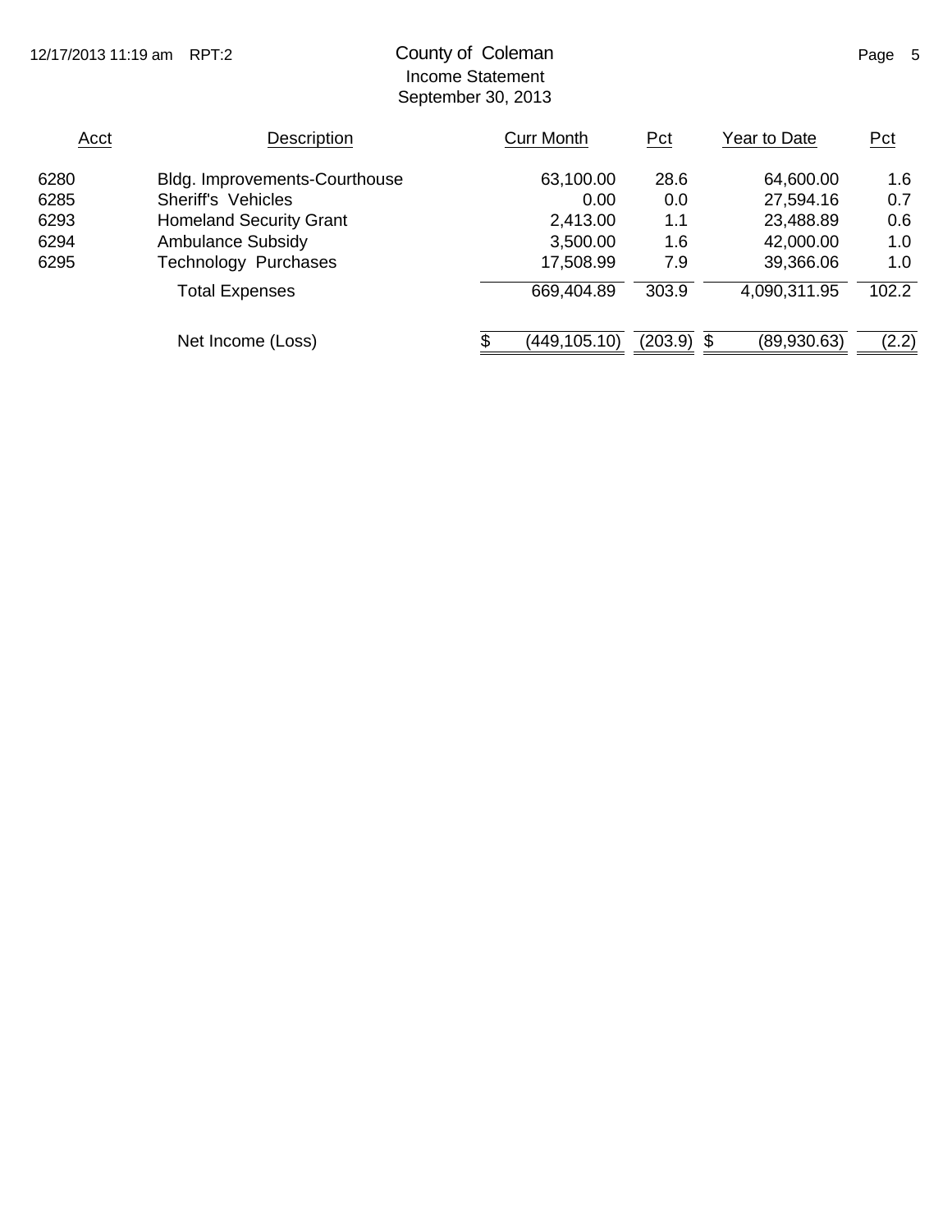# County of Coleman

Income Statement

September 30, 2013

| Acct | Description | Curr Month | Pct | Year to Date | Pct |
|---|---|---|---|---|---|
| 6280 | Bldg. Improvements-Courthouse | 63,100.00 | 28.6 | 64,600.00 | 1.6 |
| 6285 | Sheriff's Vehicles | 0.00 | 0.0 | 27,594.16 | 0.7 |
| 6293 | Homeland Security Grant | 2,413.00 | 1.1 | 23,488.89 | 0.6 |
| 6294 | Ambulance Subsidy | 3,500.00 | 1.6 | 42,000.00 | 1.0 |
| 6295 | Technology Purchases | 17,508.99 | 7.9 | 39,366.06 | 1.0 |
| | Total Expenses | 669,404.89 | 303.9 | 4,090,311.95 | 102.2 |
| | Net Income (Loss) | $ (449,105.10) | (203.9) | $ (89,930.63) | (2.2) |